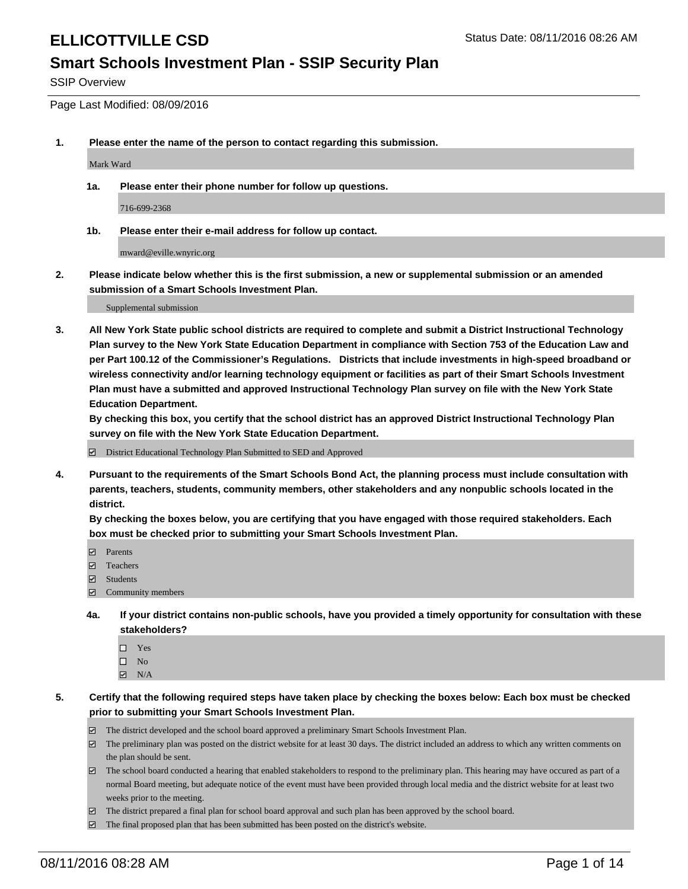# ELLICOTTVILLE CSD

Status Date: 08/11/2016 08:26 AM

## Smart Schools Investment Plan - SSIP Security Plan

SSIP Overview

Page Last Modified: 08/09/2016

**1. Please enter the name of the person to contact regarding this submission.**

Mark Ward

**1a. Please enter their phone number for follow up questions.**

716-699-2368

**1b. Please enter their e-mail address for follow up contact.**

mward@eville.wnyric.org

**2. Please indicate below whether this is the first submission, a new or supplemental submission or an amended submission of a Smart Schools Investment Plan.**

Supplemental submission

**3. All New York State public school districts are required to complete and submit a District Instructional Technology Plan survey to the New York State Education Department in compliance with Section 753 of the Education Law and per Part 100.12 of the Commissioner's Regulations. Districts that include investments in high-speed broadband or wireless connectivity and/or learning technology equipment or facilities as part of their Smart Schools Investment Plan must have a submitted and approved Instructional Technology Plan survey on file with the New York State Education Department.**
**By checking this box, you certify that the school district has an approved District Instructional Technology Plan survey on file with the New York State Education Department.**

- ☑ District Educational Technology Plan Submitted to SED and Approved

**4. Pursuant to the requirements of the Smart Schools Bond Act, the planning process must include consultation with parents, teachers, students, community members, other stakeholders and any nonpublic schools located in the district.**
**By checking the boxes below, you are certifying that you have engaged with those required stakeholders. Each box must be checked prior to submitting your Smart Schools Investment Plan.**

- ☑ Parents
- ☑ Teachers
- ☑ Students
- ☑ Community members

**4a. If your district contains non-public schools, have you provided a timely opportunity for consultation with these stakeholders?**

- ☐ Yes
- ☐ No
- ☑ N/A

**5. Certify that the following required steps have taken place by checking the boxes below: Each box must be checked prior to submitting your Smart Schools Investment Plan.**

- ☑ The district developed and the school board approved a preliminary Smart Schools Investment Plan.
- ☑ The preliminary plan was posted on the district website for at least 30 days. The district included an address to which any written comments on the plan should be sent.
- ☑ The school board conducted a hearing that enabled stakeholders to respond to the preliminary plan. This hearing may have occured as part of a normal Board meeting, but adequate notice of the event must have been provided through local media and the district website for at least two weeks prior to the meeting.
- ☑ The district prepared a final plan for school board approval and such plan has been approved by the school board.
- ☑ The final proposed plan that has been submitted has been posted on the district's website.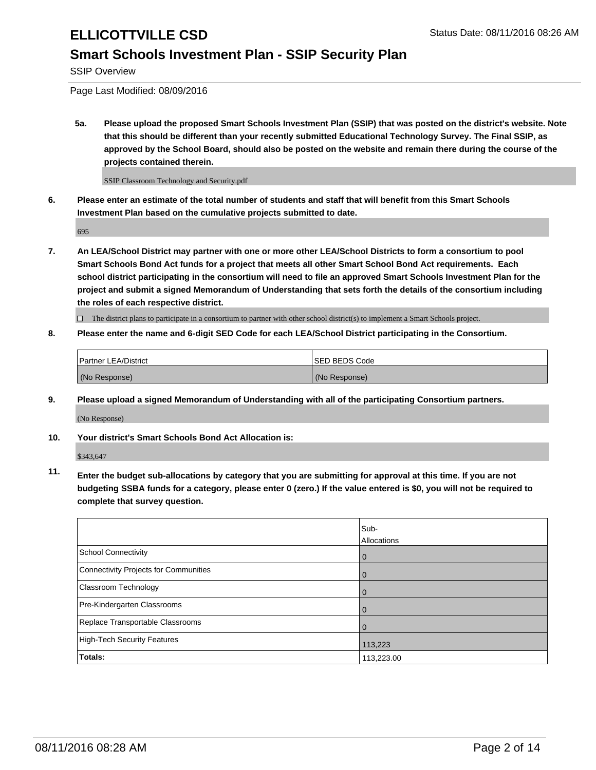**5a. Please upload the proposed Smart Schools Investment Plan (SSIP) that was posted on the district's website. Note that this should be different than your recently submitted Educational Technology Survey. The Final SSIP, as approved by the School Board, should also be posted on the website and remain there during the course of the projects contained therein.**

SSIP Classroom Technology and Security.pdf

**6. Please enter an estimate of the total number of students and staff that will benefit from this Smart Schools Investment Plan based on the cumulative projects submitted to date.**

695

**7. An LEA/School District may partner with one or more other LEA/School Districts to form a consortium to pool Smart Schools Bond Act funds for a project that meets all other Smart School Bond Act requirements. Each school district participating in the consortium will need to file an approved Smart Schools Investment Plan for the project and submit a signed Memorandum of Understanding that sets forth the details of the consortium including the roles of each respective district.**

☐ The district plans to participate in a consortium to partner with other school district(s) to implement a Smart Schools project.

**8. Please enter the name and 6-digit SED Code for each LEA/School District participating in the Consortium.**

| Partner LEA/District | SED BEDS Code |
|---|---|
| (No Response) | (No Response) |

**9. Please upload a signed Memorandum of Understanding with all of the participating Consortium partners.**

(No Response)

**10. Your district's Smart Schools Bond Act Allocation is:**

$343,647

**11. Enter the budget sub-allocations by category that you are submitting for approval at this time. If you are not budgeting SSBA funds for a category, please enter 0 (zero.) If the value entered is $0, you will not be required to complete that survey question.**

| | Sub-Allocations |
|---|---|
| School Connectivity | 0 |
| Connectivity Projects for Communities | 0 |
| Classroom Technology | 0 |
| Pre-Kindergarten Classrooms | 0 |
| Replace Transportable Classrooms | 0 |
| High-Tech Security Features | 113,223 |
| **Totals:** | 113,223.00 |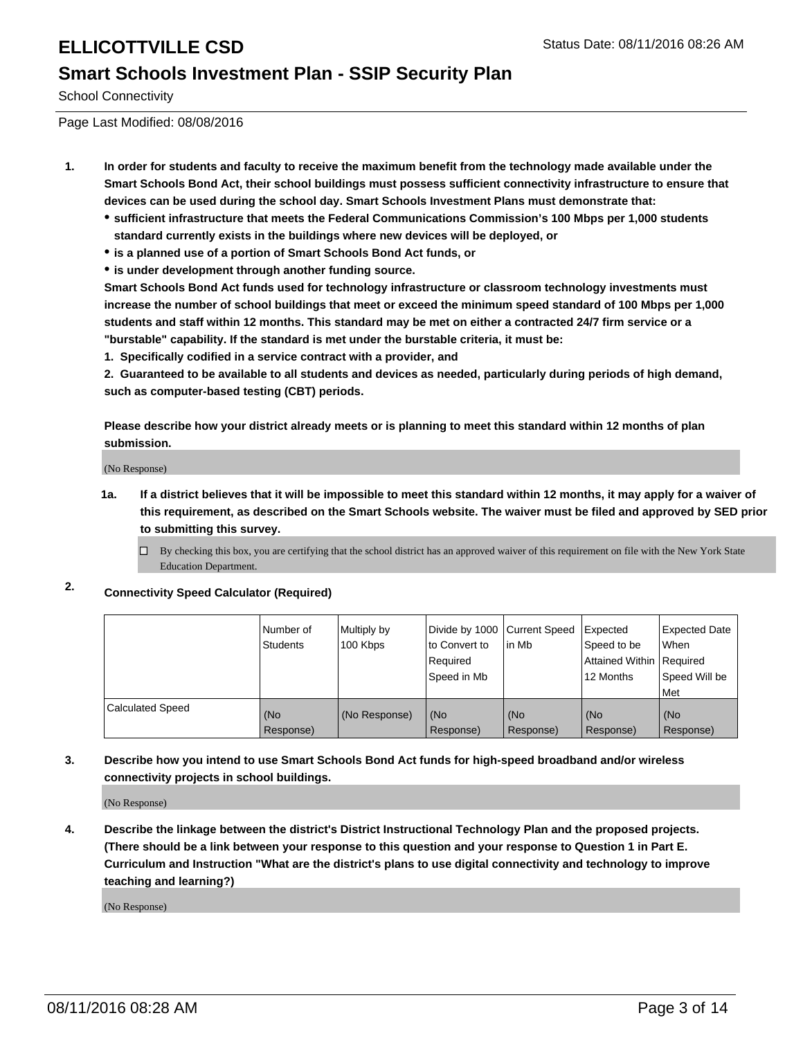# ELLICOTTVILLE CSD

Status Date: 08/11/2016 08:26 AM

## Smart Schools Investment Plan - SSIP Security Plan

School Connectivity

Page Last Modified: 08/08/2016

1. **In order for students and faculty to receive the maximum benefit from the technology made available under the Smart Schools Bond Act, their school buildings must possess sufficient connectivity infrastructure to ensure that devices can be used during the school day. Smart Schools Investment Plans must demonstrate that:**
   - **sufficient infrastructure that meets the Federal Communications Commission's 100 Mbps per 1,000 students standard currently exists in the buildings where new devices will be deployed, or**
   - **is a planned use of a portion of Smart Schools Bond Act funds, or**
   - **is under development through another funding source.**

   **Smart Schools Bond Act funds used for technology infrastructure or classroom technology investments must increase the number of school buildings that meet or exceed the minimum speed standard of 100 Mbps per 1,000 students and staff within 12 months. This standard may be met on either a contracted 24/7 firm service or a "burstable" capability. If the standard is met under the burstable criteria, it must be:**

   **1. Specifically codified in a service contract with a provider, and**

   **2. Guaranteed to be available to all students and devices as needed, particularly during periods of high demand, such as computer-based testing (CBT) periods.**

   **Please describe how your district already meets or is planning to meet this standard within 12 months of plan submission.**

   (No Response)

   **1a. If a district believes that it will be impossible to meet this standard within 12 months, it may apply for a waiver of this requirement, as described on the Smart Schools website. The waiver must be filed and approved by SED prior to submitting this survey.**

   ☐ By checking this box, you are certifying that the school district has an approved waiver of this requirement on file with the New York State Education Department.

2. **Connectivity Speed Calculator (Required)**

| | Number of Students | Multiply by 100 Kbps | Divide by 1000 to Convert to Required Speed in Mb | Current Speed in Mb | Expected Speed to be Attained Within 12 Months | Expected Date When Required Speed Will be Met |
|---|---|---|---|---|---|---|
| Calculated Speed | (No Response) | (No Response) | (No Response) | (No Response) | (No Response) | (No Response) |

3. **Describe how you intend to use Smart Schools Bond Act funds for high-speed broadband and/or wireless connectivity projects in school buildings.**

   (No Response)

4. **Describe the linkage between the district's District Instructional Technology Plan and the proposed projects. (There should be a link between your response to this question and your response to Question 1 in Part E. Curriculum and Instruction "What are the district's plans to use digital connectivity and technology to improve teaching and learning?)**

   (No Response)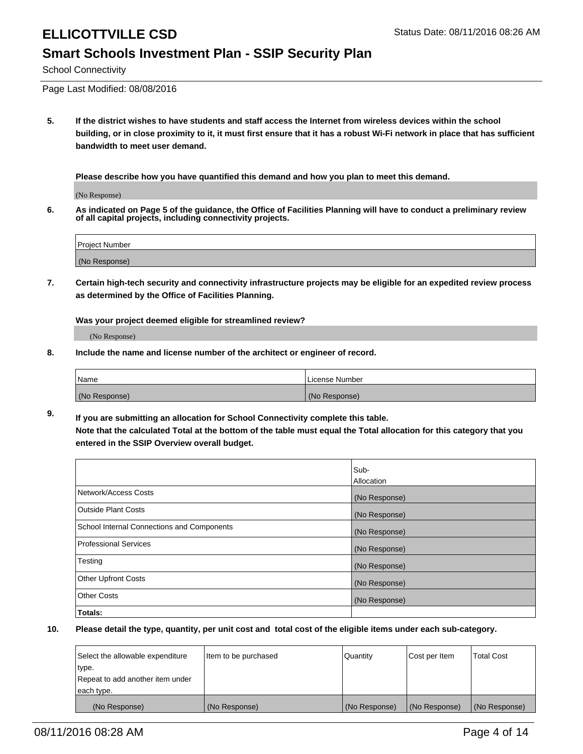# ELLICOTTVILLE CSD

Status Date: 08/11/2016 08:26 AM

## Smart Schools Investment Plan - SSIP Security Plan

School Connectivity

Page Last Modified: 08/08/2016

**5. If the district wishes to have students and staff access the Internet from wireless devices within the school building, or in close proximity to it, it must first ensure that it has a robust Wi-Fi network in place that has sufficient bandwidth to meet user demand.**

**Please describe how you have quantified this demand and how you plan to meet this demand.**

(No Response)

**6. As indicated on Page 5 of the guidance, the Office of Facilities Planning will have to conduct a preliminary review of all capital projects, including connectivity projects.**

| Project Number |
|---|
| (No Response) |

**7. Certain high-tech security and connectivity infrastructure projects may be eligible for an expedited review process as determined by the Office of Facilities Planning.**

**Was your project deemed eligible for streamlined review?**

(No Response)

**8. Include the name and license number of the architect or engineer of record.**

| Name | License Number |
|---|---|
| (No Response) | (No Response) |

**9. If you are submitting an allocation for School Connectivity complete this table.**
**Note that the calculated Total at the bottom of the table must equal the Total allocation for this category that you entered in the SSIP Overview overall budget.**

| | Sub-Allocation |
|---|---|
| Network/Access Costs | (No Response) |
| Outside Plant Costs | (No Response) |
| School Internal Connections and Components | (No Response) |
| Professional Services | (No Response) |
| Testing | (No Response) |
| Other Upfront Costs | (No Response) |
| Other Costs | (No Response) |
| **Totals:** | |

**10. Please detail the type, quantity, per unit cost and total cost of the eligible items under each sub-category.**

| Select the allowable expenditure type. Repeat to add another item under each type. | Item to be purchased | Quantity | Cost per Item | Total Cost |
|---|---|---|---|---|
| (No Response) | (No Response) | (No Response) | (No Response) | (No Response) |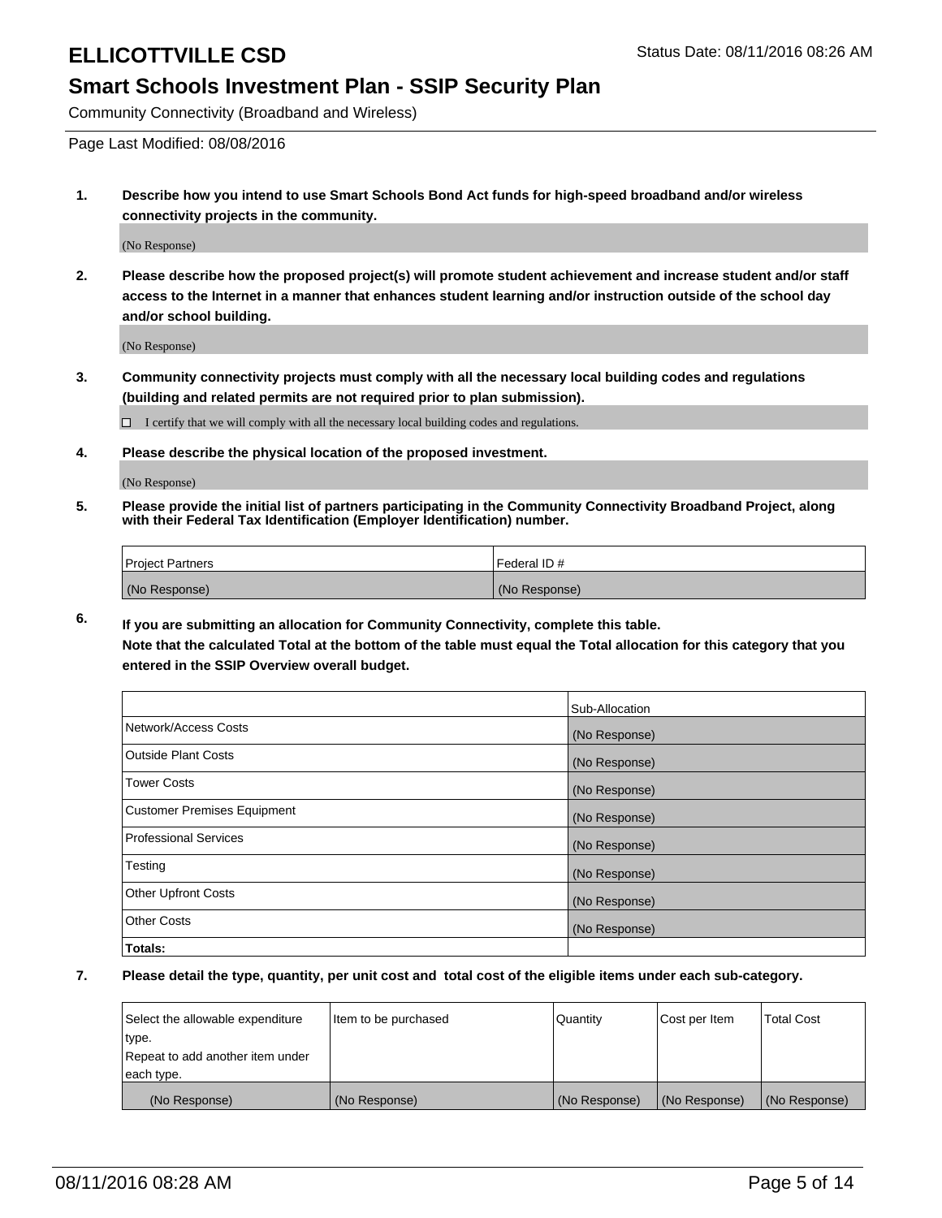# ELLICOTTVILLE CSD

Status Date: 08/11/2016 08:26 AM

## Smart Schools Investment Plan - SSIP Security Plan

Community Connectivity (Broadband and Wireless)

Page Last Modified: 08/08/2016

1. **Describe how you intend to use Smart Schools Bond Act funds for high-speed broadband and/or wireless connectivity projects in the community.**

   (No Response)

2. **Please describe how the proposed project(s) will promote student achievement and increase student and/or staff access to the Internet in a manner that enhances student learning and/or instruction outside of the school day and/or school building.**

   (No Response)

3. **Community connectivity projects must comply with all the necessary local building codes and regulations (building and related permits are not required prior to plan submission).**

   ☐ I certify that we will comply with all the necessary local building codes and regulations.

4. **Please describe the physical location of the proposed investment.**

   (No Response)

5. **Please provide the initial list of partners participating in the Community Connectivity Broadband Project, along with their Federal Tax Identification (Employer Identification) number.**

| Project Partners | Federal ID # |
|---|---|
| (No Response) | (No Response) |

6. **If you are submitting an allocation for Community Connectivity, complete this table.**
   **Note that the calculated Total at the bottom of the table must equal the Total allocation for this category that you entered in the SSIP Overview overall budget.**

| | Sub-Allocation |
|---|---|
| Network/Access Costs | (No Response) |
| Outside Plant Costs | (No Response) |
| Tower Costs | (No Response) |
| Customer Premises Equipment | (No Response) |
| Professional Services | (No Response) |
| Testing | (No Response) |
| Other Upfront Costs | (No Response) |
| Other Costs | (No Response) |
| **Totals:** | |

7. **Please detail the type, quantity, per unit cost and total cost of the eligible items under each sub-category.**

| Select the allowable expenditure type. Repeat to add another item under each type. | Item to be purchased | Quantity | Cost per Item | Total Cost |
|---|---|---|---|---|
| (No Response) | (No Response) | (No Response) | (No Response) | (No Response) |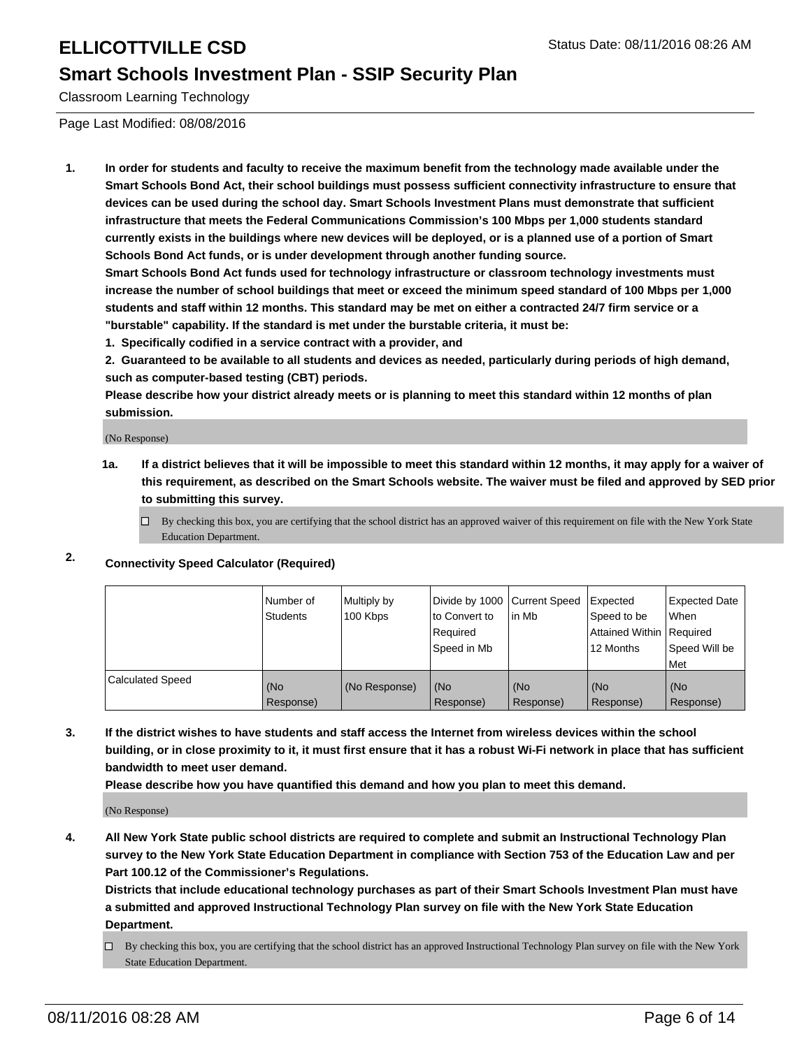# ELLICOTTVILLE CSD

## Smart Schools Investment Plan - SSIP Security Plan

Classroom Learning Technology

Page Last Modified: 08/08/2016

1. **In order for students and faculty to receive the maximum benefit from the technology made available under the Smart Schools Bond Act, their school buildings must possess sufficient connectivity infrastructure to ensure that devices can be used during the school day. Smart Schools Investment Plans must demonstrate that sufficient infrastructure that meets the Federal Communications Commission's 100 Mbps per 1,000 students standard currently exists in the buildings where new devices will be deployed, or is a planned use of a portion of Smart Schools Bond Act funds, or is under development through another funding source.**

   **Smart Schools Bond Act funds used for technology infrastructure or classroom technology investments must increase the number of school buildings that meet or exceed the minimum speed standard of 100 Mbps per 1,000 students and staff within 12 months. This standard may be met on either a contracted 24/7 firm service or a "burstable" capability. If the standard is met under the burstable criteria, it must be:**

   **1. Specifically codified in a service contract with a provider, and**

   **2. Guaranteed to be available to all students and devices as needed, particularly during periods of high demand, such as computer-based testing (CBT) periods.**

   **Please describe how your district already meets or is planning to meet this standard within 12 months of plan submission.**

   (No Response)

   **1a. If a district believes that it will be impossible to meet this standard within 12 months, it may apply for a waiver of this requirement, as described on the Smart Schools website. The waiver must be filed and approved by SED prior to submitting this survey.**

   ☐ By checking this box, you are certifying that the school district has an approved waiver of this requirement on file with the New York State Education Department.

2. **Connectivity Speed Calculator (Required)**

| | Number of Students | Multiply by 100 Kbps | Divide by 1000 to Convert to Required Speed in Mb | Current Speed in Mb | Expected Speed to be Attained Within 12 Months | Expected Date When Required Speed Will be Met |
|---|---|---|---|---|---|---|
| Calculated Speed | (No Response) | (No Response) | (No Response) | (No Response) | (No Response) | (No Response) |

3. **If the district wishes to have students and staff access the Internet from wireless devices within the school building, or in close proximity to it, it must first ensure that it has a robust Wi-Fi network in place that has sufficient bandwidth to meet user demand.**

   **Please describe how you have quantified this demand and how you plan to meet this demand.**

   (No Response)

4. **All New York State public school districts are required to complete and submit an Instructional Technology Plan survey to the New York State Education Department in compliance with Section 753 of the Education Law and per Part 100.12 of the Commissioner's Regulations.**

   **Districts that include educational technology purchases as part of their Smart Schools Investment Plan must have a submitted and approved Instructional Technology Plan survey on file with the New York State Education Department.**

   ☐ By checking this box, you are certifying that the school district has an approved Instructional Technology Plan survey on file with the New York State Education Department.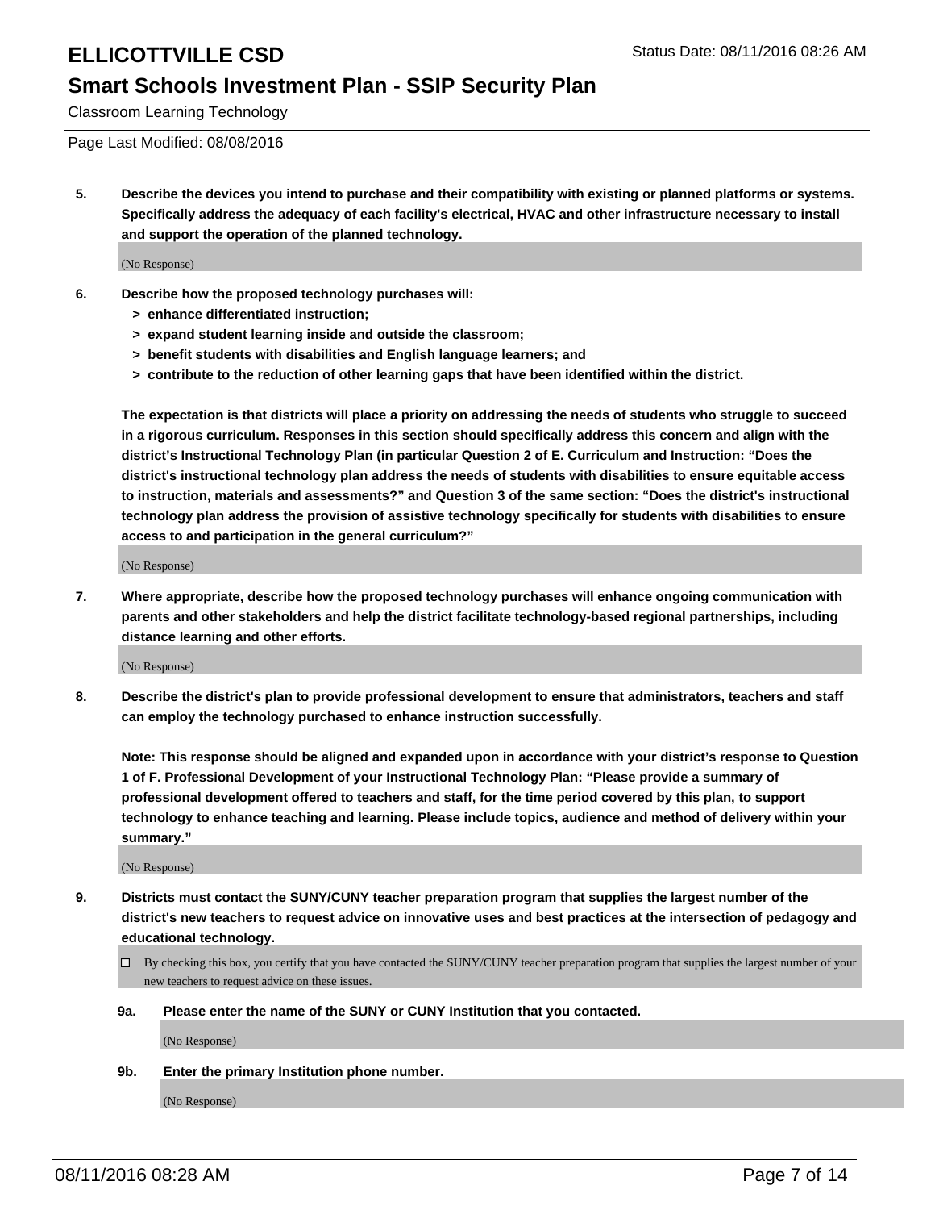# ELLICOTTVILLE CSD

## Smart Schools Investment Plan - SSIP Security Plan

Classroom Learning Technology

Page Last Modified: 08/08/2016

**5. Describe the devices you intend to purchase and their compatibility with existing or planned platforms or systems. Specifically address the adequacy of each facility's electrical, HVAC and other infrastructure necessary to install and support the operation of the planned technology.**

(No Response)

**6. Describe how the proposed technology purchases will:**

**> enhance differentiated instruction;**

**> expand student learning inside and outside the classroom;**

**> benefit students with disabilities and English language learners; and**

**> contribute to the reduction of other learning gaps that have been identified within the district.**

**The expectation is that districts will place a priority on addressing the needs of students who struggle to succeed in a rigorous curriculum. Responses in this section should specifically address this concern and align with the district's Instructional Technology Plan (in particular Question 2 of E. Curriculum and Instruction: "Does the district's instructional technology plan address the needs of students with disabilities to ensure equitable access to instruction, materials and assessments?" and Question 3 of the same section: "Does the district's instructional technology plan address the provision of assistive technology specifically for students with disabilities to ensure access to and participation in the general curriculum?"**

(No Response)

**7. Where appropriate, describe how the proposed technology purchases will enhance ongoing communication with parents and other stakeholders and help the district facilitate technology-based regional partnerships, including distance learning and other efforts.**

(No Response)

**8. Describe the district's plan to provide professional development to ensure that administrators, teachers and staff can employ the technology purchased to enhance instruction successfully.**

**Note: This response should be aligned and expanded upon in accordance with your district's response to Question 1 of F. Professional Development of your Instructional Technology Plan: "Please provide a summary of professional development offered to teachers and staff, for the time period covered by this plan, to support technology to enhance teaching and learning. Please include topics, audience and method of delivery within your summary."**

(No Response)

**9. Districts must contact the SUNY/CUNY teacher preparation program that supplies the largest number of the district's new teachers to request advice on innovative uses and best practices at the intersection of pedagogy and educational technology.**

☐ By checking this box, you certify that you have contacted the SUNY/CUNY teacher preparation program that supplies the largest number of your new teachers to request advice on these issues.

**9a. Please enter the name of the SUNY or CUNY Institution that you contacted.**

(No Response)

**9b. Enter the primary Institution phone number.**

(No Response)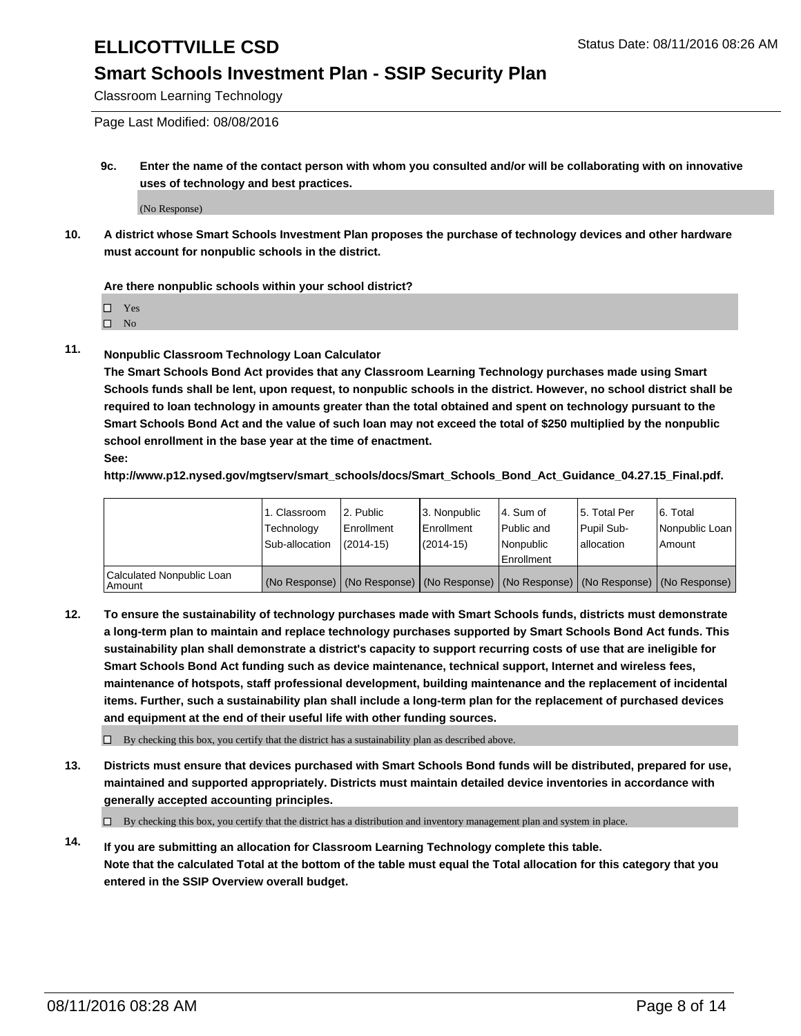**9c. Enter the name of the contact person with whom you consulted and/or will be collaborating with on innovative uses of technology and best practices.**

(No Response)

**10. A district whose Smart Schools Investment Plan proposes the purchase of technology devices and other hardware must account for nonpublic schools in the district.**

**Are there nonpublic schools within your school district?**

- ☐ Yes
- ☐ No

**11. Nonpublic Classroom Technology Loan Calculator**

**The Smart Schools Bond Act provides that any Classroom Learning Technology purchases made using Smart Schools funds shall be lent, upon request, to nonpublic schools in the district. However, no school district shall be required to loan technology in amounts greater than the total obtained and spent on technology pursuant to the Smart Schools Bond Act and the value of such loan may not exceed the total of $250 multiplied by the nonpublic school enrollment in the base year at the time of enactment.**

**See:**

**http://www.p12.nysed.gov/mgtserv/smart_schools/docs/Smart_Schools_Bond_Act_Guidance_04.27.15_Final.pdf.**

| | 1. Classroom Technology Sub-allocation | 2. Public Enrollment (2014-15) | 3. Nonpublic Enrollment (2014-15) | 4. Sum of Public and Nonpublic Enrollment | 5. Total Per Pupil Sub-allocation | 6. Total Nonpublic Loan Amount |
|---|---|---|---|---|---|---|
| Calculated Nonpublic Loan Amount | (No Response) | (No Response) | (No Response) | (No Response) | (No Response) | (No Response) |

**12. To ensure the sustainability of technology purchases made with Smart Schools funds, districts must demonstrate a long-term plan to maintain and replace technology purchases supported by Smart Schools Bond Act funds. This sustainability plan shall demonstrate a district's capacity to support recurring costs of use that are ineligible for Smart Schools Bond Act funding such as device maintenance, technical support, Internet and wireless fees, maintenance of hotspots, staff professional development, building maintenance and the replacement of incidental items. Further, such a sustainability plan shall include a long-term plan for the replacement of purchased devices and equipment at the end of their useful life with other funding sources.**

☐ By checking this box, you certify that the district has a sustainability plan as described above.

**13. Districts must ensure that devices purchased with Smart Schools Bond funds will be distributed, prepared for use, maintained and supported appropriately. Districts must maintain detailed device inventories in accordance with generally accepted accounting principles.**

☐ By checking this box, you certify that the district has a distribution and inventory management plan and system in place.

**14. If you are submitting an allocation for Classroom Learning Technology complete this table.**
**Note that the calculated Total at the bottom of the table must equal the Total allocation for this category that you entered in the SSIP Overview overall budget.**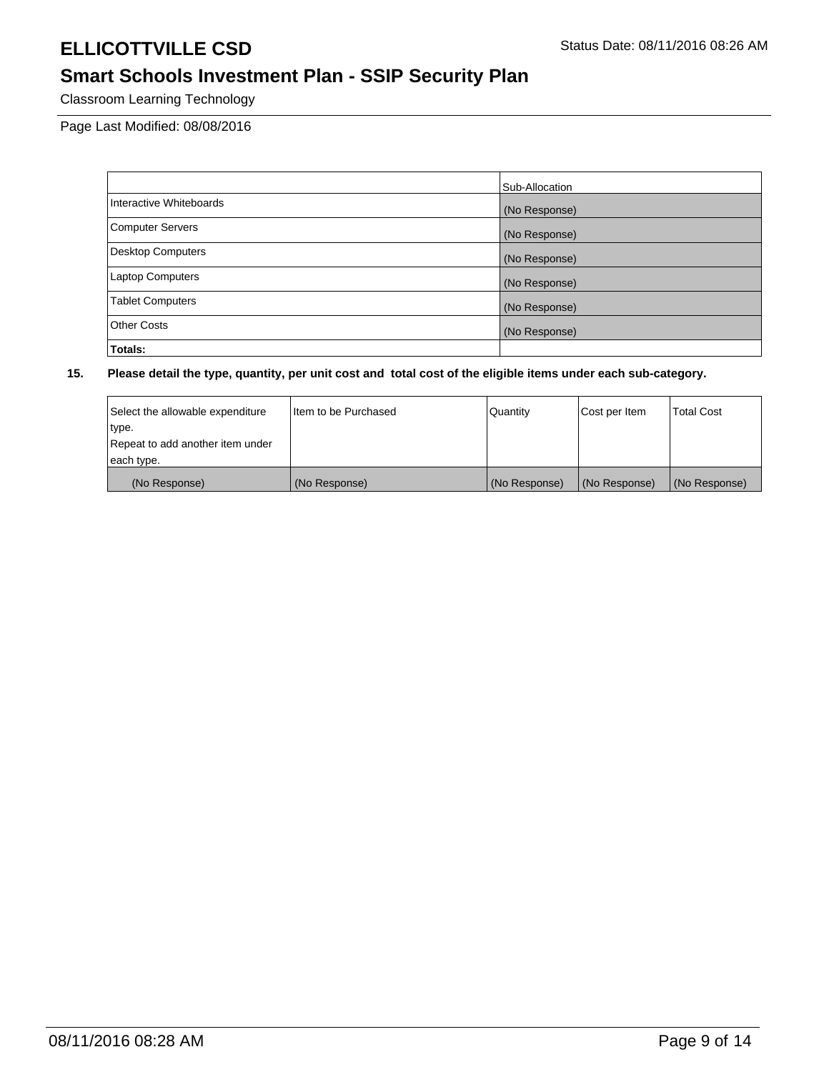# ELLICOTTVILLE CSD

Status Date: 08/11/2016 08:26 AM

## Smart Schools Investment Plan - SSIP Security Plan

Classroom Learning Technology

Page Last Modified: 08/08/2016

| | Sub-Allocation |
|---|---|
| Interactive Whiteboards | (No Response) |
| Computer Servers | (No Response) |
| Desktop Computers | (No Response) |
| Laptop Computers | (No Response) |
| Tablet Computers | (No Response) |
| Other Costs | (No Response) |
| **Totals:** | |

**15. Please detail the type, quantity, per unit cost and total cost of the eligible items under each sub-category.**

| Select the allowable expenditure type. Repeat to add another item under each type. | Item to be Purchased | Quantity | Cost per Item | Total Cost |
|---|---|---|---|---|
| (No Response) | (No Response) | (No Response) | (No Response) | (No Response) |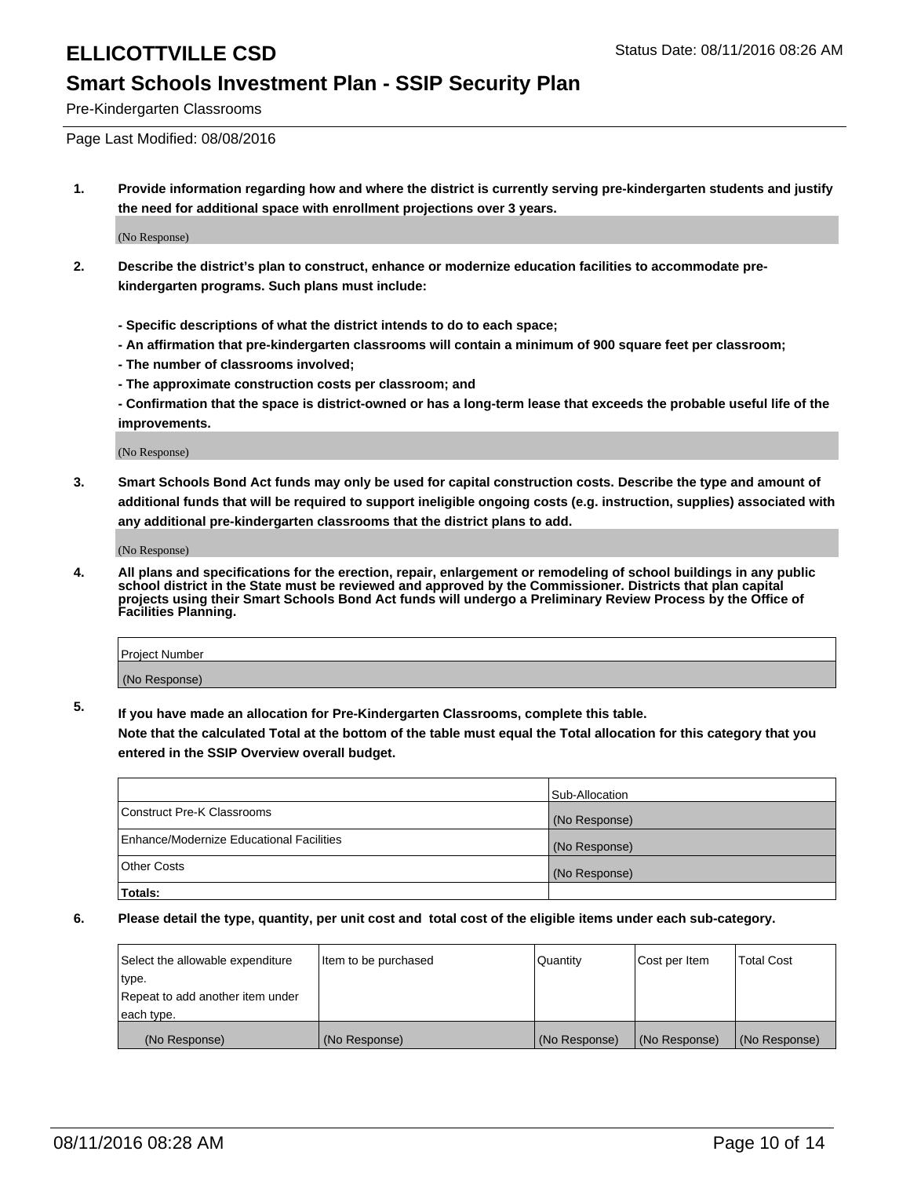# ELLICOTTVILLE CSD

Status Date: 08/11/2016 08:26 AM

## Smart Schools Investment Plan - SSIP Security Plan

Pre-Kindergarten Classrooms

Page Last Modified: 08/08/2016

**1. Provide information regarding how and where the district is currently serving pre-kindergarten students and justify the need for additional space with enrollment projections over 3 years.**

(No Response)

**2. Describe the district's plan to construct, enhance or modernize education facilities to accommodate pre-kindergarten programs. Such plans must include:**

**- Specific descriptions of what the district intends to do to each space;**
**- An affirmation that pre-kindergarten classrooms will contain a minimum of 900 square feet per classroom;**
**- The number of classrooms involved;**
**- The approximate construction costs per classroom; and**
**- Confirmation that the space is district-owned or has a long-term lease that exceeds the probable useful life of the improvements.**

(No Response)

**3. Smart Schools Bond Act funds may only be used for capital construction costs. Describe the type and amount of additional funds that will be required to support ineligible ongoing costs (e.g. instruction, supplies) associated with any additional pre-kindergarten classrooms that the district plans to add.**

(No Response)

**4. All plans and specifications for the erection, repair, enlargement or remodeling of school buildings in any public school district in the State must be reviewed and approved by the Commissioner. Districts that plan capital projects using their Smart Schools Bond Act funds will undergo a Preliminary Review Process by the Office of Facilities Planning.**

| Project Number |
|---|
| (No Response) |

**5. If you have made an allocation for Pre-Kindergarten Classrooms, complete this table.**
**Note that the calculated Total at the bottom of the table must equal the Total allocation for this category that you entered in the SSIP Overview overall budget.**

| | Sub-Allocation |
|---|---|
| Construct Pre-K Classrooms | (No Response) |
| Enhance/Modernize Educational Facilities | (No Response) |
| Other Costs | (No Response) |
| **Totals:** | |

**6. Please detail the type, quantity, per unit cost and total cost of the eligible items under each sub-category.**

| Select the allowable expenditure type. Repeat to add another item under each type. | Item to be purchased | Quantity | Cost per Item | Total Cost |
|---|---|---|---|---|
| (No Response) | (No Response) | (No Response) | (No Response) | (No Response) |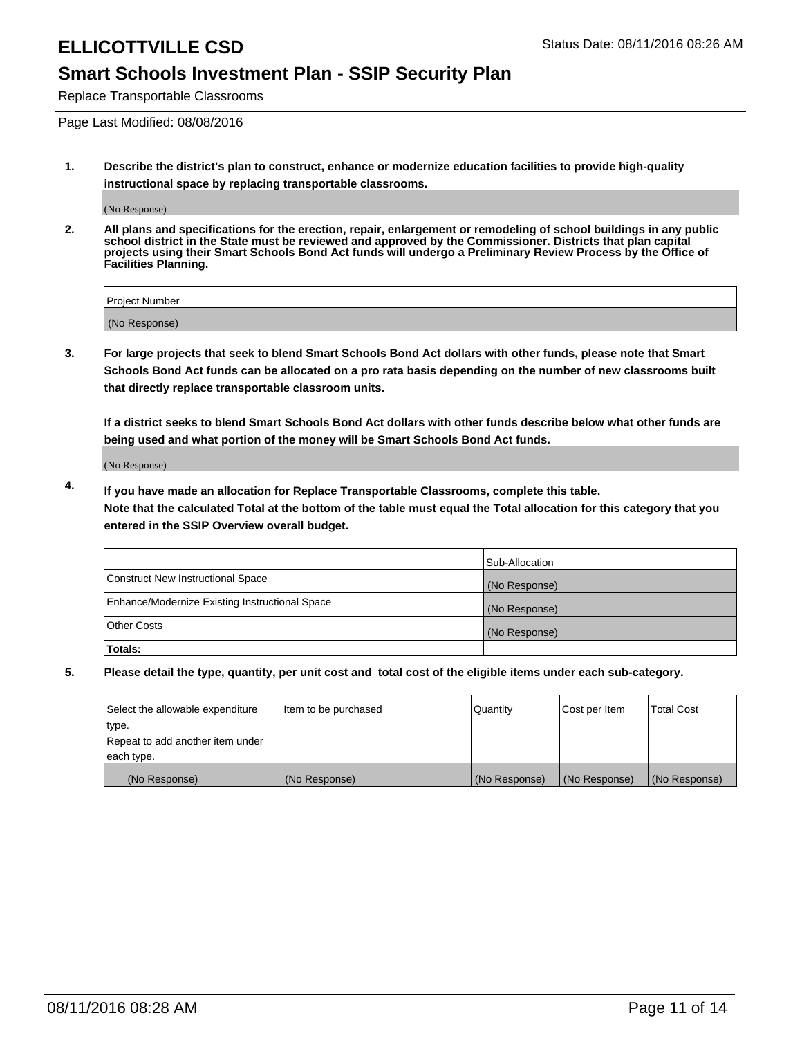# ELLICOTTVILLE CSD

Status Date: 08/11/2016 08:26 AM

## Smart Schools Investment Plan - SSIP Security Plan

Replace Transportable Classrooms

Page Last Modified: 08/08/2016

1. **Describe the district's plan to construct, enhance or modernize education facilities to provide high-quality instructional space by replacing transportable classrooms.**

(No Response)

2. **All plans and specifications for the erection, repair, enlargement or remodeling of school buildings in any public school district in the State must be reviewed and approved by the Commissioner. Districts that plan capital projects using their Smart Schools Bond Act funds will undergo a Preliminary Review Process by the Office of Facilities Planning.**

| Project Number |
|---|
| (No Response) |

3. **For large projects that seek to blend Smart Schools Bond Act dollars with other funds, please note that Smart Schools Bond Act funds can be allocated on a pro rata basis depending on the number of new classrooms built that directly replace transportable classroom units.**

**If a district seeks to blend Smart Schools Bond Act dollars with other funds describe below what other funds are being used and what portion of the money will be Smart Schools Bond Act funds.**

(No Response)

4. **If you have made an allocation for Replace Transportable Classrooms, complete this table. Note that the calculated Total at the bottom of the table must equal the Total allocation for this category that you entered in the SSIP Overview overall budget.**

| | Sub-Allocation |
|---|---|
| Construct New Instructional Space | (No Response) |
| Enhance/Modernize Existing Instructional Space | (No Response) |
| Other Costs | (No Response) |
| **Totals:** | |

5. **Please detail the type, quantity, per unit cost and total cost of the eligible items under each sub-category.**

| Select the allowable expenditure type. Repeat to add another item under each type. | Item to be purchased | Quantity | Cost per Item | Total Cost |
|---|---|---|---|---|
| (No Response) | (No Response) | (No Response) | (No Response) | (No Response) |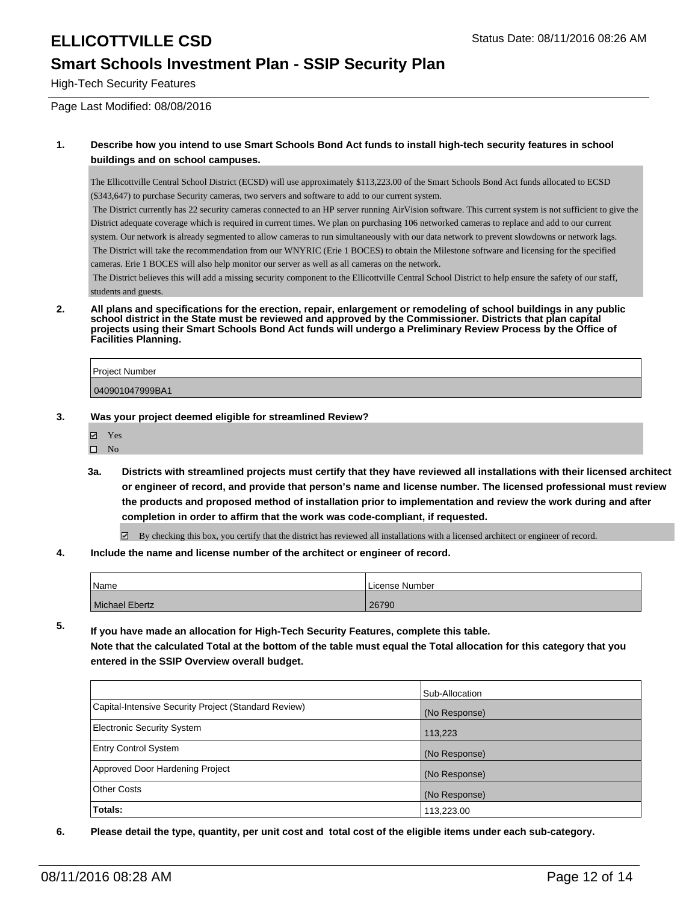# ELLICOTTVILLE CSD

Status Date: 08/11/2016 08:26 AM

## Smart Schools Investment Plan - SSIP Security Plan

High-Tech Security Features

Page Last Modified: 08/08/2016

**1. Describe how you intend to use Smart Schools Bond Act funds to install high-tech security features in school buildings and on school campuses.**

The Ellicottville Central School District (ECSD) will use approximately $113,223.00 of the Smart Schools Bond Act funds allocated to ECSD ($343,647) to purchase Security cameras, two servers and software to add to our current system.
The District currently has 22 security cameras connected to an HP server running AirVision software. This current system is not sufficient to give the District adequate coverage which is required in current times. We plan on purchasing 106 networked cameras to replace and add to our current system. Our network is already segmented to allow cameras to run simultaneously with our data network to prevent slowdowns or network lags.
The District will take the recommendation from our WNYRIC (Erie 1 BOCES) to obtain the Milestone software and licensing for the specified cameras. Erie 1 BOCES will also help monitor our server as well as all cameras on the network.
The District believes this will add a missing security component to the Ellicottville Central School District to help ensure the safety of our staff, students and guests.

**2. All plans and specifications for the erection, repair, enlargement or remodeling of school buildings in any public school district in the State must be reviewed and approved by the Commissioner. Districts that plan capital projects using their Smart Schools Bond Act funds will undergo a Preliminary Review Process by the Office of Facilities Planning.**

| Project Number |
|---|
| 040901047999BA1 |

**3. Was your project deemed eligible for streamlined Review?**

☑ Yes
☐ No

**3a. Districts with streamlined projects must certify that they have reviewed all installations with their licensed architect or engineer of record, and provide that person's name and license number. The licensed professional must review the products and proposed method of installation prior to implementation and review the work during and after completion in order to affirm that the work was code-compliant, if requested.**

☑ By checking this box, you certify that the district has reviewed all installations with a licensed architect or engineer of record.

**4. Include the name and license number of the architect or engineer of record.**

| Name | License Number |
|---|---|
| Michael Ebertz | 26790 |

**5. If you have made an allocation for High-Tech Security Features, complete this table.**
**Note that the calculated Total at the bottom of the table must equal the Total allocation for this category that you entered in the SSIP Overview overall budget.**

| | Sub-Allocation |
|---|---|
| Capital-Intensive Security Project (Standard Review) | (No Response) |
| Electronic Security System | 113,223 |
| Entry Control System | (No Response) |
| Approved Door Hardening Project | (No Response) |
| Other Costs | (No Response) |
| **Totals:** | 113,223.00 |

**6. Please detail the type, quantity, per unit cost and total cost of the eligible items under each sub-category.**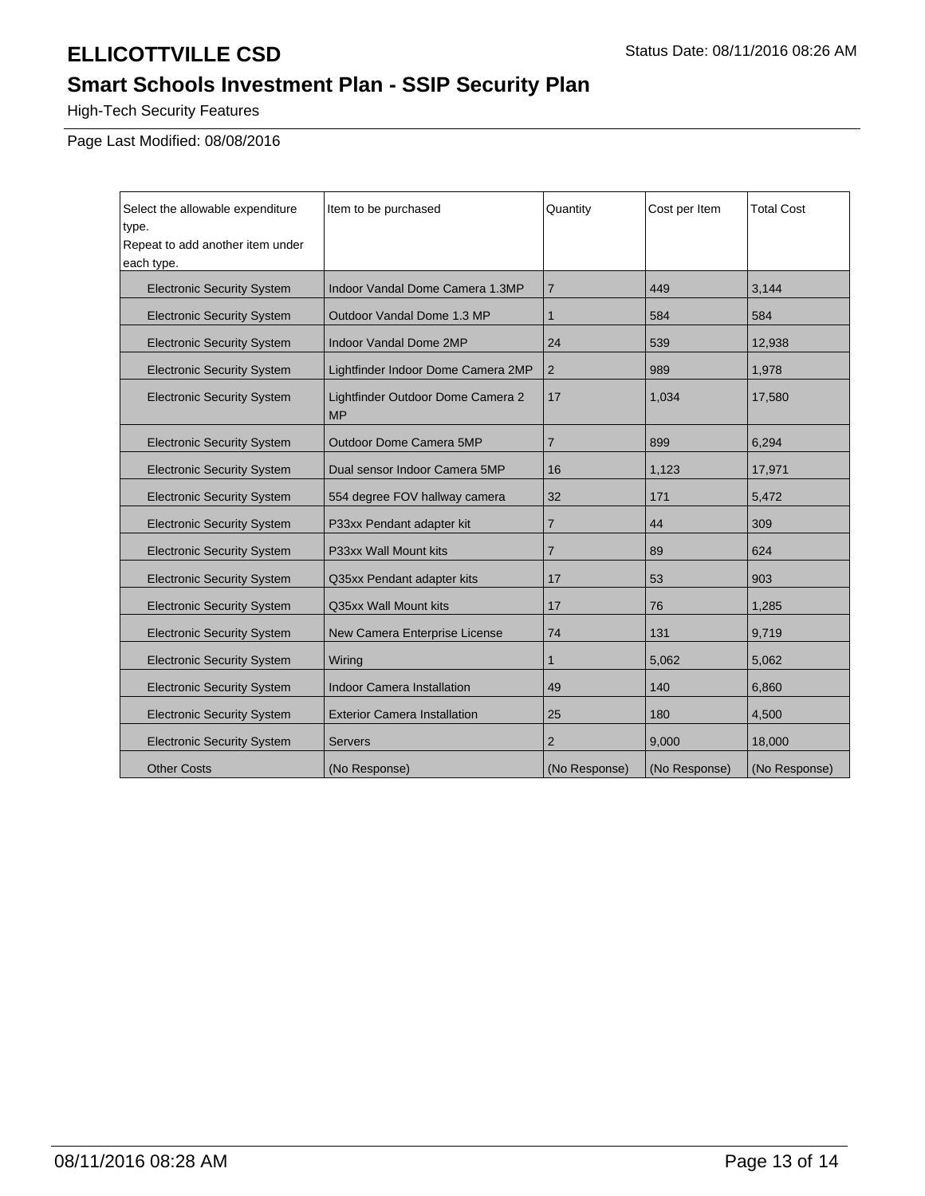# ELLICOTTVILLE CSD

Status Date: 08/11/2016 08:26 AM

## Smart Schools Investment Plan - SSIP Security Plan

High-Tech Security Features

Page Last Modified: 08/08/2016

| Select the allowable expenditure type. Repeat to add another item under each type. | Item to be purchased | Quantity | Cost per Item | Total Cost |
|---|---|---|---|---|
| Electronic Security System | Indoor Vandal Dome Camera 1.3MP | 7 | 449 | 3,144 |
| Electronic Security System | Outdoor Vandal Dome 1.3 MP | 1 | 584 | 584 |
| Electronic Security System | Indoor Vandal Dome 2MP | 24 | 539 | 12,938 |
| Electronic Security System | Lightfinder Indoor Dome Camera 2MP | 2 | 989 | 1,978 |
| Electronic Security System | Lightfinder Outdoor Dome Camera 2 MP | 17 | 1,034 | 17,580 |
| Electronic Security System | Outdoor Dome Camera 5MP | 7 | 899 | 6,294 |
| Electronic Security System | Dual sensor Indoor Camera 5MP | 16 | 1,123 | 17,971 |
| Electronic Security System | 554 degree FOV hallway camera | 32 | 171 | 5,472 |
| Electronic Security System | P33xx Pendant adapter kit | 7 | 44 | 309 |
| Electronic Security System | P33xx Wall Mount kits | 7 | 89 | 624 |
| Electronic Security System | Q35xx Pendant adapter kits | 17 | 53 | 903 |
| Electronic Security System | Q35xx Wall Mount kits | 17 | 76 | 1,285 |
| Electronic Security System | New Camera Enterprise License | 74 | 131 | 9,719 |
| Electronic Security System | Wiring | 1 | 5,062 | 5,062 |
| Electronic Security System | Indoor Camera Installation | 49 | 140 | 6,860 |
| Electronic Security System | Exterior Camera Installation | 25 | 180 | 4,500 |
| Electronic Security System | Servers | 2 | 9,000 | 18,000 |
| Other Costs | (No Response) | (No Response) | (No Response) | (No Response) |